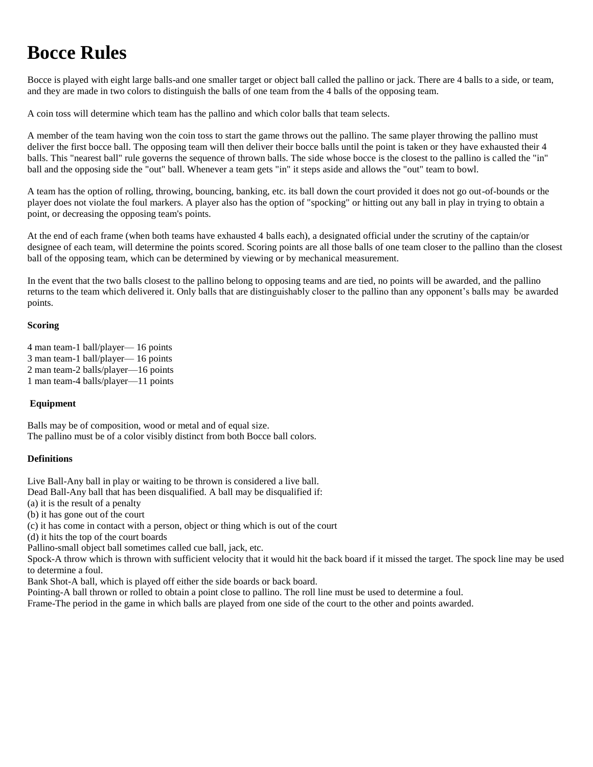# Bocce Rules

Bocce is played with eight large balls-and one smaller target or object ball called the pallino or jack. There are 4 balls to a side, or team, and they are made in two colors to distinguish the balls of one team from the 4 balls of the opposing team.

A coin toss will determine which team has the pallino and which color balls that team selects.

A member of the team having won the coin toss to start the game throws out the pallino. The same player throwing the pallino must deliver the first bocce ball. The opposing team will then deliver their bocce balls until the point is taken or they have exhausted their 4 balls. This "nearest ball" rule governs the sequence of thrown balls. The side whose bocce is the closest to the pallino is called the "in" ball and the opposing side the "out" ball. Whenever a team gets "in" it steps aside and allows the "out" team to bowl.

A team has the option of rolling, throwing, bouncing, banking, etc. its ball down the court provided it does not go out-of-bounds or the player does not violate the foul markers. A player also has the option of "spocking" or hitting out any ball in play in trying to obtain a point, or decreasing the opposing team's points.

At the end of each frame (when both teams have exhausted 4 balls each), a designated official under the scrutiny of the captain/or designee of each team, will determine the points scored. Scoring points are all those balls of one team closer to the pallino than the closest ball of the opposing team, which can be determined by viewing or by mechanical measurement.

In the event that the two balls closest to the pallino belong to opposing teams and are tied, no points will be awarded, and the pallino returns to the team which delivered it. Only balls that are distinguishably closer to the pallino than any opponent's balls may be awarded points.

**Scoring**

4 man team-1 ball/player— 16 points
3 man team-1 ball/player— 16 points
2 man team-2 balls/player—16 points
1 man team-4 balls/player—11 points

**Equipment**

Balls may be of composition, wood or metal and of equal size.
The pallino must be of a color visibly distinct from both Bocce ball colors.

**Definitions**

Live Ball-Any ball in play or waiting to be thrown is considered a live ball.
Dead Ball-Any ball that has been disqualified. A ball may be disqualified if:
(a) it is the result of a penalty
(b) it has gone out of the court
(c) it has come in contact with a person, object or thing which is out of the court
(d) it hits the top of the court boards
Pallino-small object ball sometimes called cue ball, jack, etc.
Spock-A throw which is thrown with sufficient velocity that it would hit the back board if it missed the target. The spock line may be used to determine a foul.
Bank Shot-A ball, which is played off either the side boards or back board.
Pointing-A ball thrown or rolled to obtain a point close to pallino. The roll line must be used to determine a foul.
Frame-The period in the game in which balls are played from one side of the court to the other and points awarded.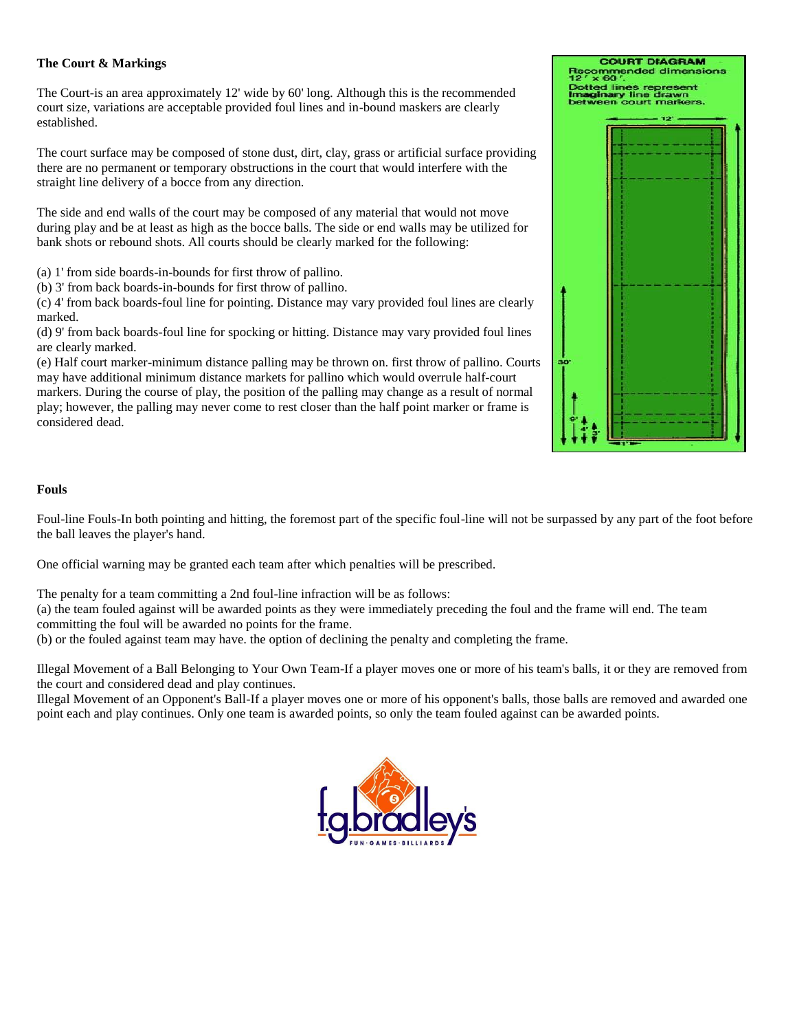**The Court & Markings**

The Court-is an area approximately 12' wide by 60' long. Although this is the recommended court size, variations are acceptable provided foul lines and in-bound maskers are clearly established.

The court surface may be composed of stone dust, dirt, clay, grass or artificial surface providing there are no permanent or temporary obstructions in the court that would interfere with the straight line delivery of a bocce from any direction.

The side and end walls of the court may be composed of any material that would not move during play and be at least as high as the bocce balls. The side or end walls may be utilized for bank shots or rebound shots. All courts should be clearly marked for the following:

(a) 1' from side boards-in-bounds for first throw of pallino.
(b) 3' from back boards-in-bounds for first throw of pallino.
(c) 4' from back boards-foul line for pointing. Distance may vary provided foul lines are clearly marked.
(d) 9' from back boards-foul line for spocking or hitting. Distance may vary provided foul lines are clearly marked.
(e) Half court marker-minimum distance palling may be thrown on. first throw of pallino. Courts may have additional minimum distance markets for pallino which would overrule half-court markers. During the course of play, the position of the palling may change as a result of normal play; however, the palling may never come to rest closer than the half point marker or frame is considered dead.

COURT DIAGRAM
Recommended dimensions 12' x 60'.
Dotted lines represent imaginary line drawn between court markers.

12'
30'
9'
4'
3'
1'

**Fouls**

Foul-line Fouls-In both pointing and hitting, the foremost part of the specific foul-line will not be surpassed by any part of the foot before the ball leaves the player's hand.

One official warning may be granted each team after which penalties will be prescribed.

The penalty for a team committing a 2nd foul-line infraction will be as follows:
(a) the team fouled against will be awarded points as they were immediately preceding the foul and the frame will end. The team committing the foul will be awarded no points for the frame.
(b) or the fouled against team may have. the option of declining the penalty and completing the frame.

Illegal Movement of a Ball Belonging to Your Own Team-If a player moves one or more of his team's balls, it or they are removed from the court and considered dead and play continues.
Illegal Movement of an Opponent's Ball-If a player moves one or more of his opponent's balls, those balls are removed and awarded one point each and play continues. Only one team is awarded points, so only the team fouled against can be awarded points.

f.g.bradley's
FUN·GAMES·BILLIARDS